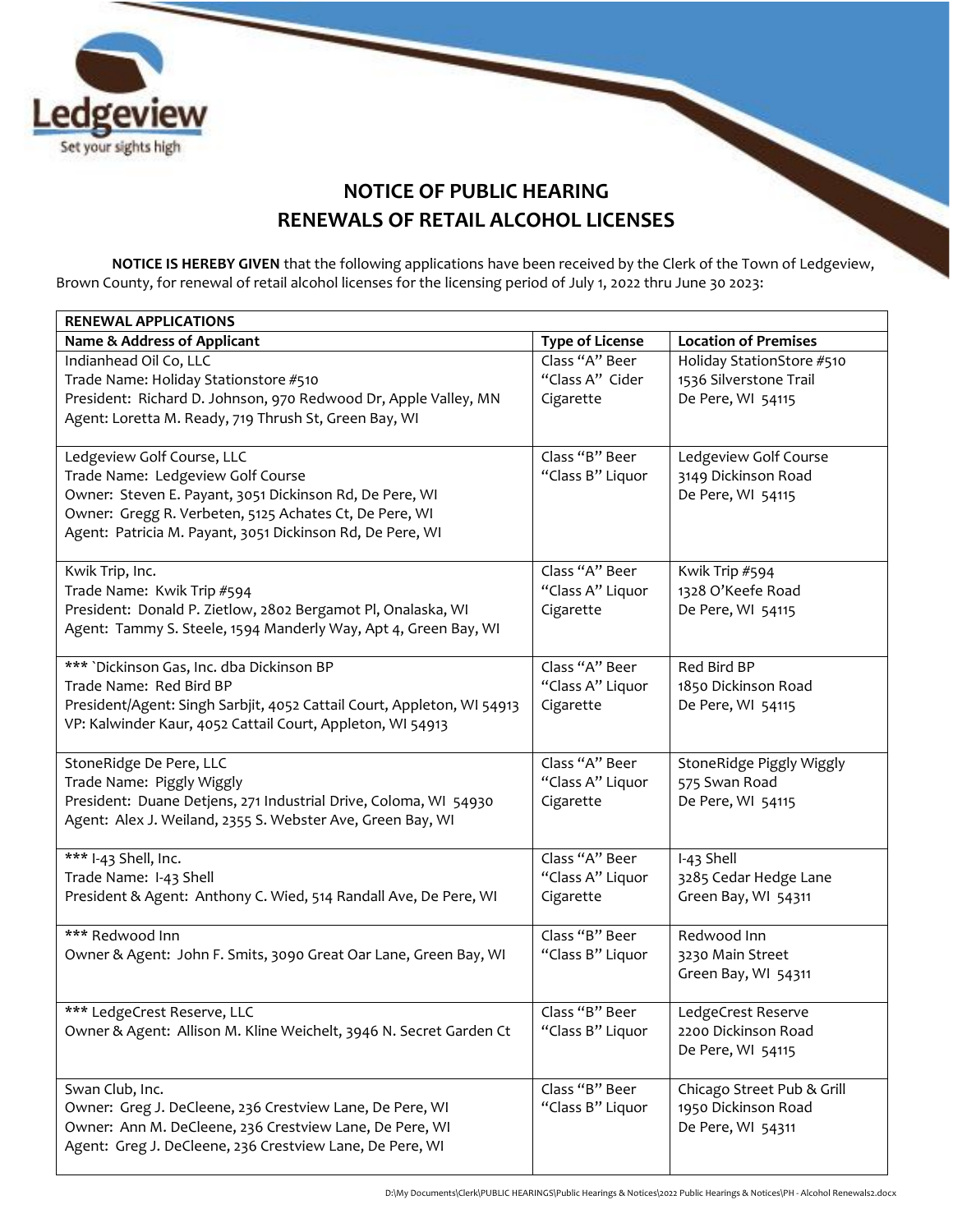# NOTICE OF PUBLIC HEARING
# RENEWALS OF RETAIL ALCOHOL LICENSES

**NOTICE IS HEREBY GIVEN** that the following applications have been received by the Clerk of the Town of Ledgeview, Brown County, for renewal of retail alcohol licenses for the licensing period of July 1, 2022 thru June 30 2023:

| **RENEWAL APPLICATIONS** | | |
|---|---|---|
| **Name & Address of Applicant** | **Type of License** | **Location of Premises** |
| Indianhead Oil Co, LLC<br>Trade Name: Holiday Stationstore #510<br>President: Richard D. Johnson, 970 Redwood Dr, Apple Valley, MN<br>Agent: Loretta M. Ready, 719 Thrush St, Green Bay, WI | Class "A" Beer<br>"Class A" Cider<br>Cigarette | Holiday StationStore #510<br>1536 Silverstone Trail<br>De Pere, WI 54115 |
| Ledgeview Golf Course, LLC<br>Trade Name: Ledgeview Golf Course<br>Owner: Steven E. Payant, 3051 Dickinson Rd, De Pere, WI<br>Owner: Gregg R. Verbeten, 5125 Achates Ct, De Pere, WI<br>Agent: Patricia M. Payant, 3051 Dickinson Rd, De Pere, WI | Class "B" Beer<br>"Class B" Liquor | Ledgeview Golf Course<br>3149 Dickinson Road<br>De Pere, WI 54115 |
| Kwik Trip, Inc.<br>Trade Name: Kwik Trip #594<br>President: Donald P. Zietlow, 2802 Bergamot Pl, Onalaska, WI<br>Agent: Tammy S. Steele, 1594 Manderly Way, Apt 4, Green Bay, WI | Class "A" Beer<br>"Class A" Liquor<br>Cigarette | Kwik Trip #594<br>1328 O'Keefe Road<br>De Pere, WI 54115 |
| *** `Dickinson Gas, Inc. dba Dickinson BP<br>Trade Name: Red Bird BP<br>President/Agent: Singh Sarbjit, 4052 Cattail Court, Appleton, WI 54913<br>VP: Kalwinder Kaur, 4052 Cattail Court, Appleton, WI 54913 | Class "A" Beer<br>"Class A" Liquor<br>Cigarette | Red Bird BP<br>1850 Dickinson Road<br>De Pere, WI 54115 |
| StoneRidge De Pere, LLC<br>Trade Name: Piggly Wiggly<br>President: Duane Detjens, 271 Industrial Drive, Coloma, WI 54930<br>Agent: Alex J. Weiland, 2355 S. Webster Ave, Green Bay, WI | Class "A" Beer<br>"Class A" Liquor<br>Cigarette | StoneRidge Piggly Wiggly<br>575 Swan Road<br>De Pere, WI 54115 |
| *** I-43 Shell, Inc.<br>Trade Name: I-43 Shell<br>President & Agent: Anthony C. Wied, 514 Randall Ave, De Pere, WI | Class "A" Beer<br>"Class A" Liquor<br>Cigarette | I-43 Shell<br>3285 Cedar Hedge Lane<br>Green Bay, WI 54311 |
| *** Redwood Inn<br>Owner & Agent: John F. Smits, 3090 Great Oar Lane, Green Bay, WI | Class "B" Beer<br>"Class B" Liquor | Redwood Inn<br>3230 Main Street<br>Green Bay, WI 54311 |
| *** LedgeCrest Reserve, LLC<br>Owner & Agent: Allison M. Kline Weichelt, 3946 N. Secret Garden Ct | Class "B" Beer<br>"Class B" Liquor | LedgeCrest Reserve<br>2200 Dickinson Road<br>De Pere, WI 54115 |
| Swan Club, Inc.<br>Owner: Greg J. DeCleene, 236 Crestview Lane, De Pere, WI<br>Owner: Ann M. DeCleene, 236 Crestview Lane, De Pere, WI<br>Agent: Greg J. DeCleene, 236 Crestview Lane, De Pere, WI | Class "B" Beer<br>"Class B" Liquor | Chicago Street Pub & Grill<br>1950 Dickinson Road<br>De Pere, WI 54311 |

D:\My Documents\Clerk\PUBLIC HEARINGS\Public Hearings & Notices\2022 Public Hearings & Notices\PH - Alcohol Renewals2.docx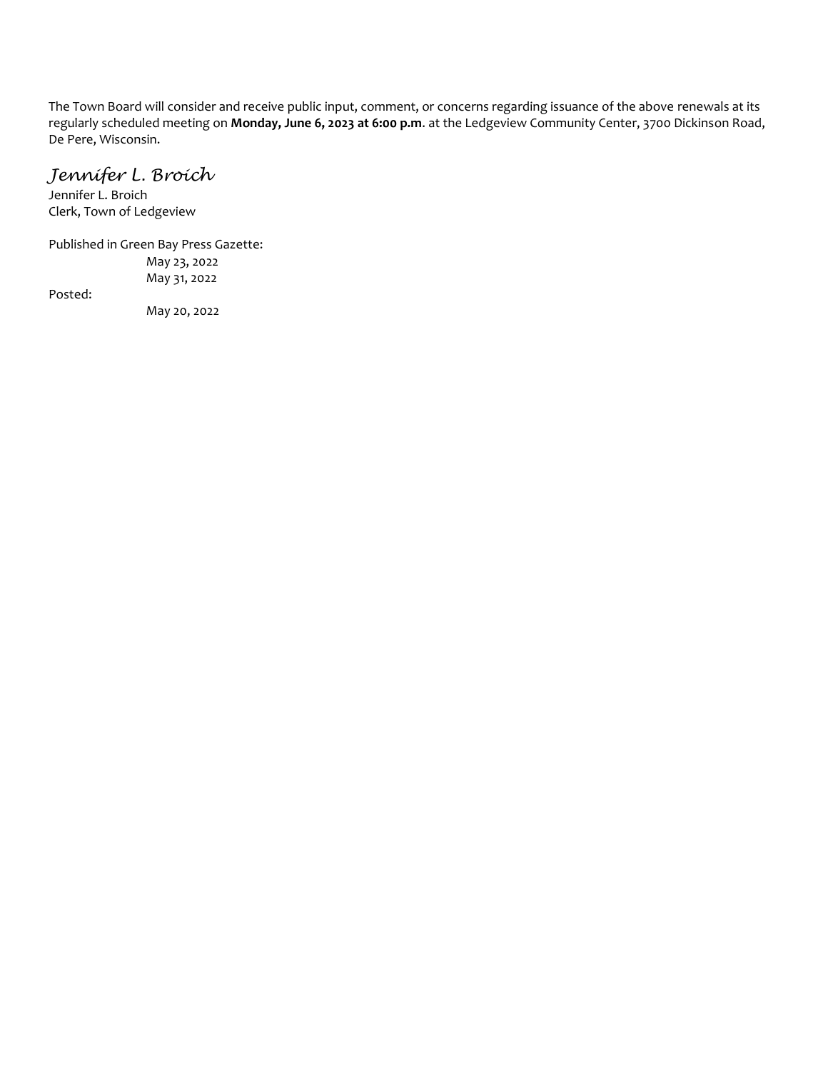The Town Board will consider and receive public input, comment, or concerns regarding issuance of the above renewals at its regularly scheduled meeting on **Monday, June 6, 2023 at 6:00 p.m**. at the Ledgeview Community Center, 3700 Dickinson Road, De Pere, Wisconsin.

*Jennifer L. Broich*

Jennifer L. Broich
Clerk, Town of Ledgeview

Published in Green Bay Press Gazette:
May 23, 2022
May 31, 2022

Posted:
May 20, 2022